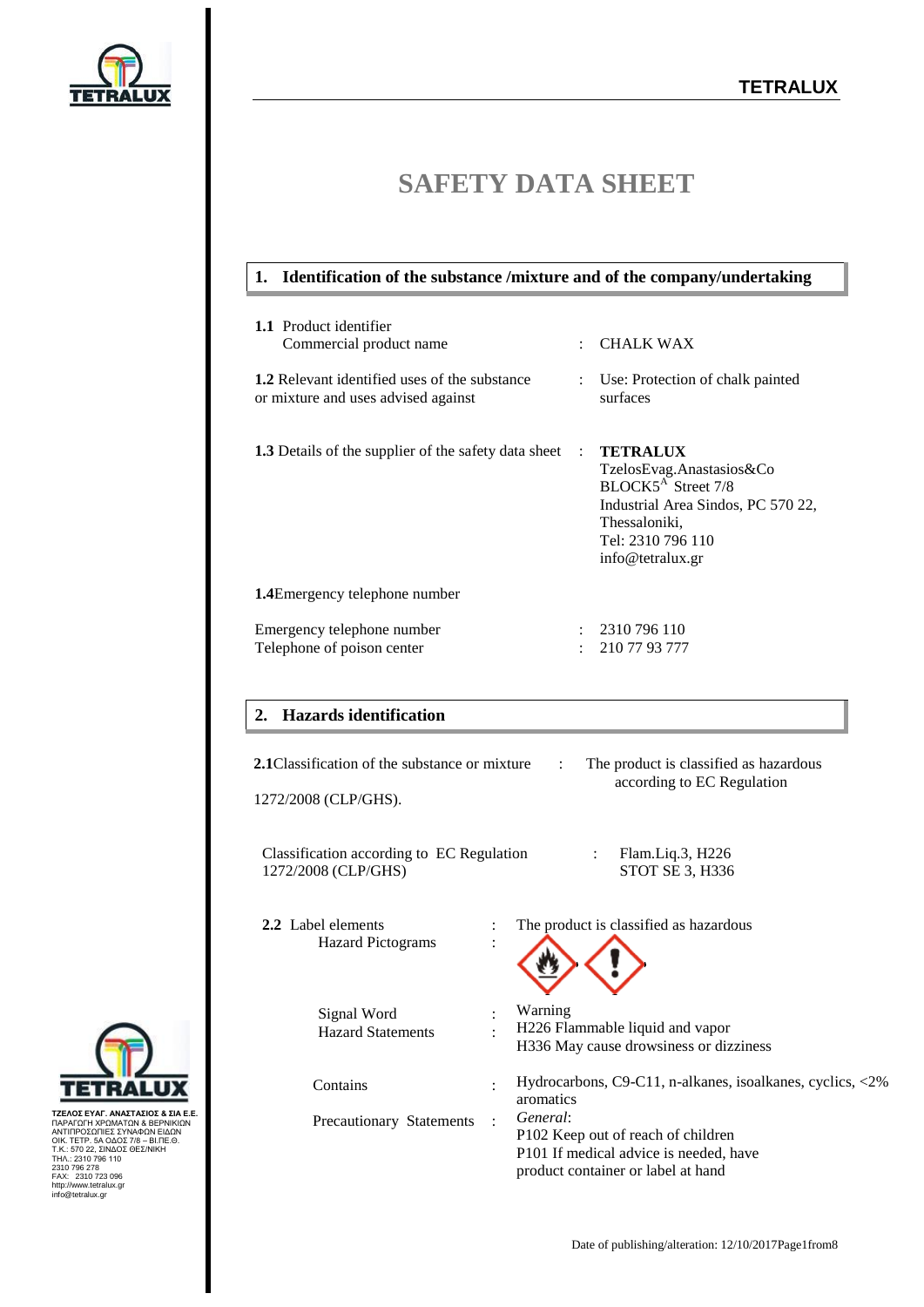# SAFETY DATA SHEET

## 1. Identification of the substance /mixture and of the company/undertaking

**1.1** Product identifier
Commercial product name : CHALK WAX

**1.2** Relevant identified uses of the substance or mixture and uses advised against : Use: Protection of chalk painted surfaces

**1.3** Details of the supplier of the safety data sheet : **TETRALUX**
TzelosEvag.Anastasios&Co
BLOCK5[A] Street 7/8
Industrial Area Sindos, PC 570 22,
Thessaloniki,
Tel: 2310 796 110
info@tetralux.gr

**1.4**Emergency telephone number

Emergency telephone number : 2310 796 110
Telephone of poison center : 210 77 93 777

## 2. Hazards identification

**2.1**Classification of the substance or mixture : The product is classified as hazardous according to EC Regulation 1272/2008 (CLP/GHS).

Classification according to EC Regulation 1272/2008 (CLP/GHS) : Flam.Liq.3, H226
STOT SE 3, H336

**2.2** Label elements : The product is classified as hazardous
Hazard Pictograms :

Signal Word : Warning
Hazard Statements : H226 Flammable liquid and vapor
H336 May cause drowsiness or dizziness

Contains : Hydrocarbons, C9-C11, n-alkanes, isoalkanes, cyclics, <2% aromatics

Precautionary Statements : *General*:
P102 Keep out of reach of children
P101 If medical advice is needed, have product container or label at hand

ΤΖΕΛΟΣ ΕΥΑΓ. ΑΝΑΣΤΑΣΙΟΣ & ΣΙΑ Ε.Ε.
ΠΑΡΑΓΩΓΗ ΧΡΩΜΑΤΩΝ & ΒΕΡΝΙΚΙΩΝ
ΑΝΤΙΠΡΟΣΩΠΙΕΣ ΣΥΝΑΦΩΝ ΕΙΔΩΝ
ΟΙΚ. ΤΕΤΡ. 5Α ΟΔΟΣ 7/8 – ΒΙ.ΠΕ.Θ.
Τ.Κ.: 570 22, ΣΙΝΔΟΣ ΘΕΣ/ΝΙΚΗ
ΤΗΛ.: 2310 796 110
2310 796 278
FAX: 2310 723 096
http://www.tetralux.gr
info@tetralux.gr

Date of publishing/alteration: 12/10/2017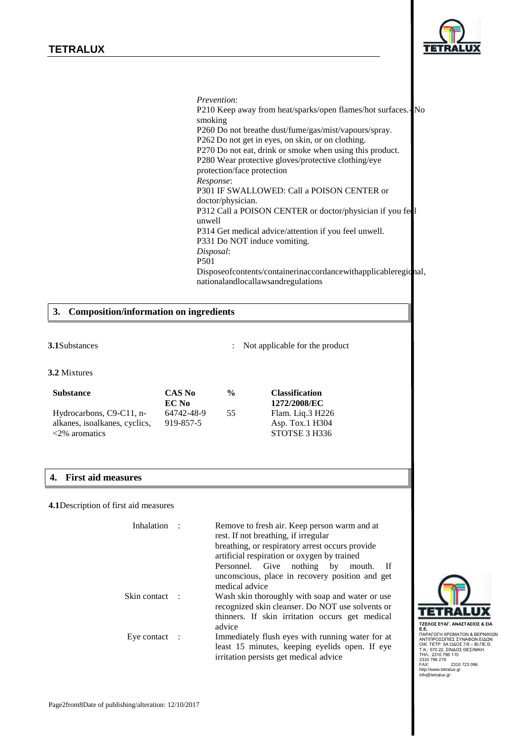*Prevention*:
P210 Keep away from heat/sparks/open flames/hot surfaces.- No smoking
P260 Do not breathe dust/fume/gas/mist/vapours/spray.
P262 Do not get in eyes, on skin, or on clothing.
P270 Do not eat, drink or smoke when using this product.
P280 Wear protective gloves/protective clothing/eye protection/face protection
*Response*:
P301 IF SWALLOWED: Call a POISON CENTER or doctor/physician.
P312 Call a POISON CENTER or doctor/physician if you feel unwell
P314 Get medical advice/attention if you feel unwell.
P331 Do NOT induce vomiting.
*Disposal*:
P501
Disposeofcontents/containerinaccordancewithapplicableregional, nationalandlocallawsandregulations

## 3. Composition/information on ingredients

**3.1**Substances : Not applicable for the product

**3.2** Mixtures

| Substance | CAS No EC No | % | Classification 1272/2008/EC |
|---|---|---|---|
| Hydrocarbons, C9-C11, n-alkanes, isoalkanes, cyclics, <2% aromatics | 64742-48-9 919-857-5 | 55 | Flam. Liq.3 H226 Asp. Tox.1 H304 STOTSE 3 H336 |

## 4. First aid measures

**4.1**Description of first aid measures

Inhalation : Remove to fresh air. Keep person warm and at rest. If not breathing, if irregular breathing, or respiratory arrest occurs provide artificial respiration or oxygen by trained Personnel. Give nothing by mouth. If unconscious, place in recovery position and get medical advice

Skin contact : Wash skin thoroughly with soap and water or use recognized skin cleanser. Do NOT use solvents or thinners. If skin irritation occurs get medical advice

Eye contact : Immediately flush eyes with running water for at least 15 minutes, keeping eyelids open. If eye irritation persists get medical advice

ΤΖΕΛΟΣ ΕΥΑΓ. ΑΝΑΣΤΑΣΙΟΣ & ΣΙΑ Ε.Ε.
ΠΑΡΑΓΩΓΗ ΧΡΩΜΑΤΩΝ & ΒΕΡΝΙΚΙΩΝ
ΑΝΤΙΠΡΟΣΩΠΙΕΣ ΣΥΝΑΦΩΝ ΕΙΔΩΝ
ΟΙΚ. ΤΕΤΡ. 5Α ΟΔΟΣ 7/8 – ΒΙ.ΠΕ.Θ.
Τ.Κ.: 570 22, ΣΙΝΔΟΣ ΘΕΣ/ΝΙΚΗ
ΤΗΛ.: 2310 796 110
2310 796 278
FAX: 2310 723 096
http://www.tetralux.gr
info@tetralux.gr

Date of publishing/alteration: 12/10/2017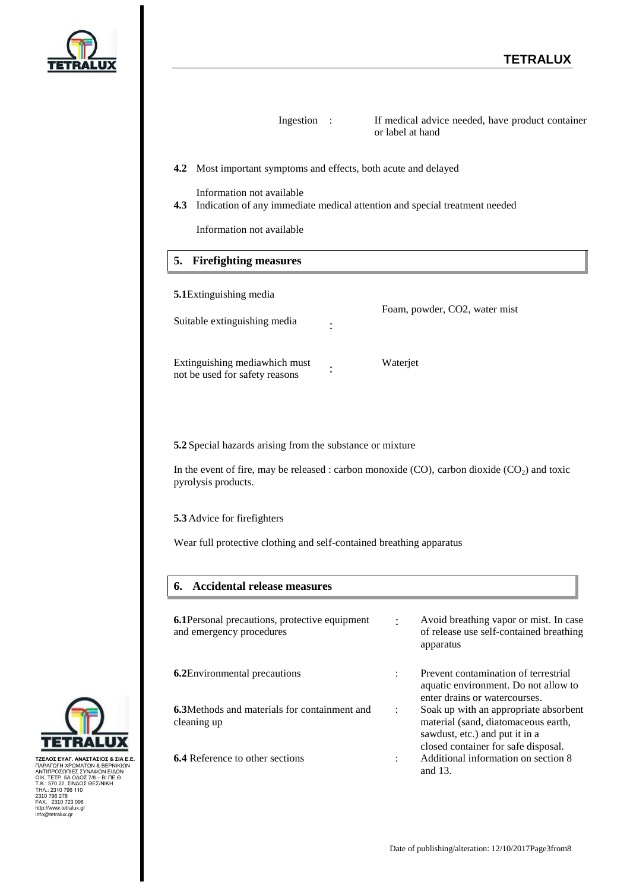Ingestion : If medical advice needed, have product container or label at hand

**4.2** Most important symptoms and effects, both acute and delayed

Information not available

**4.3** Indication of any immediate medical attention and special treatment needed

Information not available

## 5. Firefighting measures

**5.1**Extinguishing media

| | | |
|---|---|---|
| Suitable extinguishing media | : | Foam, powder, CO2, water mist |
| Extinguishing mediawhich must not be used for safety reasons | : | Waterjet |

**5.2** Special hazards arising from the substance or mixture

In the event of fire, may be released : carbon monoxide (CO), carbon dioxide ($CO_2$) and toxic pyrolysis products.

**5.3** Advice for firefighters

Wear full protective clothing and self-contained breathing apparatus

## 6. Accidental release measures

| | | |
|---|---|---|
| **6.1**Personal precautions, protective equipment and emergency procedures | : | Avoid breathing vapor or mist. In case of release use self-contained breathing apparatus |
| **6.2**Environmental precautions | : | Prevent contamination of terrestrial aquatic environment. Do not allow to enter drains or watercourses. |
| **6.3**Methods and materials for containment and cleaning up | : | Soak up with an appropriate absorbent material (sand, diatomaceous earth, sawdust, etc.) and put it in a closed container for safe disposal. |
| **6.4** Reference to other sections | : | Additional information on section 8 and 13. |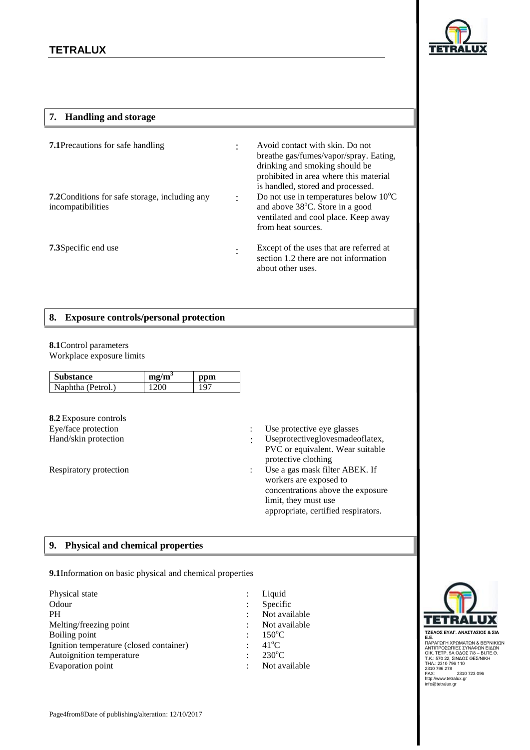## 7. Handling and storage

**7.1**Precautions for safe handling : Avoid contact with skin. Do not breathe gas/fumes/vapor/spray. Eating, drinking and smoking should be prohibited in area where this material is handled, stored and processed.

**7.2**Conditions for safe storage, including any incompatibilities : Do not use in temperatures below 10°C and above 38°C. Store in a good ventilated and cool place. Keep away from heat sources.

**7.3**Specific end use : Except of the uses that are referred at section 1.2 there are not information about other uses.

## 8. Exposure controls/personal protection

**8.1**Control parameters
Workplace exposure limits

| Substance | $mg/m^3$ | ppm |
|---|---|---|
| Naphtha (Petrol.) | 1200 | 197 |

**8.2** Exposure controls

Eye/face protection : Use protective eye glasses

Hand/skin protection : Useprotectiveglovesmadeoflatex, PVC or equivalent. Wear suitable protective clothing

Respiratory protection : Use a gas mask filter ABEK. If workers are exposed to concentrations above the exposure limit, they must use appropriate, certified respirators.

## 9. Physical and chemical properties

**9.1**Information on basic physical and chemical properties

| | | |
|---|---|---|
| Physical state | : | Liquid |
| Odour | : | Specific |
| PH | : | Not available |
| Melting/freezing point | : | Not available |
| Boiling point | : | 150°C |
| Ignition temperature (closed container) | : | 41°C |
| Autoignition temperature | : | 230°C |
| Evaporation point | : | Not available |

TETRALUX
ΤΖΕΛΟΣ ΕΥΑΓ. ΑΝΑΣΤΑΣΙΟΣ & ΣΙΑ Ε.Ε.
ΠΑΡΑΓΩΓΗ ΧΡΩΜΑΤΩΝ & ΒΕΡΝΙΚΙΩΝ
ΑΝΤΙΠΡΟΣΩΠΙΕΣ ΣΥΝΑΦΩΝ ΕΙΔΩΝ
ΟΙΚ. ΤΕΤΡ. 5Α ΟΔΟΣ 7/8 – ΒΙ.ΠΕ.Θ.
Τ.Κ.: 570 22, ΣΙΝΔΟΣ ΘΕΣ/ΝΙΚΗ
ΤΗΛ.: 2310 796 110
2310 796 278
FAX: 2310 723 096
http://www.tetralux.gr
info@tetralux.gr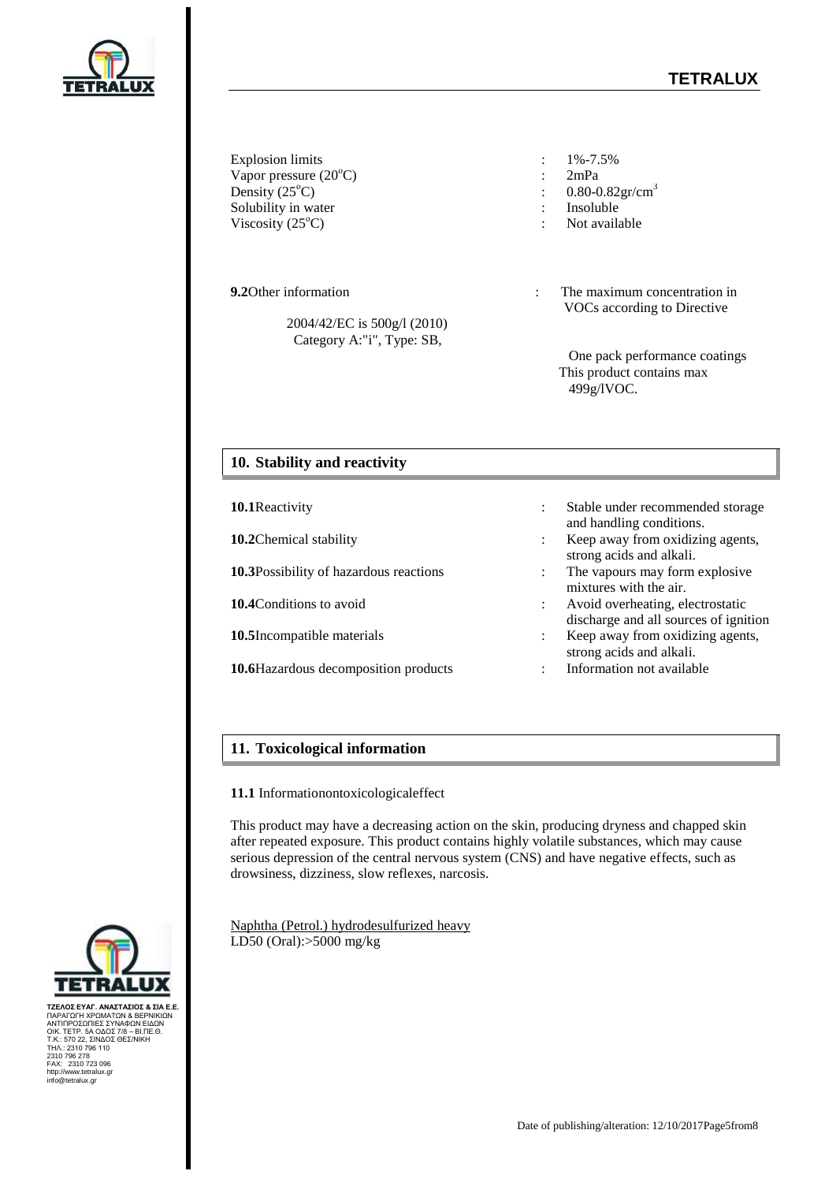| | |
|---|---|
| Explosion limits | : 1%-7.5% |
| Vapor pressure (20°C) | : 2mPa |
| Density (25°C) | : 0.80-0.82gr/cm$^3$ |
| Solubility in water | : Insoluble |
| Viscosity (25°C) | : Not available |

**9.2**Other information : The maximum concentration in VOCs according to Directive 2004/42/EC is 500g/l (2010) Category A:"i", Type: SB, One pack performance coatings This product contains max 499g/lVOC.

## 10. Stability and reactivity

| | |
|---|---|
| **10.1**Reactivity | : Stable under recommended storage and handling conditions. |
| **10.2**Chemical stability | : Keep away from oxidizing agents, strong acids and alkali. |
| **10.3**Possibility of hazardous reactions | : The vapours may form explosive mixtures with the air. |
| **10.4**Conditions to avoid | : Avoid overheating, electrostatic discharge and all sources of ignition |
| **10.5**Incompatible materials | : Keep away from oxidizing agents, strong acids and alkali. |
| **10.6**Hazardous decomposition products | : Information not available |

## 11. Toxicological information

**11.1** Informationontoxicologicaleffect

This product may have a decreasing action on the skin, producing dryness and chapped skin after repeated exposure. This product contains highly volatile substances, which may cause serious depression of the central nervous system (CNS) and have negative effects, such as drowsiness, dizziness, slow reflexes, narcosis.

Naphtha (Petrol.) hydrodesulfurized heavy
LD50 (Oral):>5000 mg/kg

ΤΖΕΛΟΣ ΕΥΑΓ. ΑΝΑΣΤΑΣΙΟΣ & ΣΙΑ Ε.Ε.
ΠΑΡΑΓΩΓΗ ΧΡΩΜΑΤΩΝ & ΒΕΡΝΙΚΙΩΝ
ΑΝΤΙΠΡΟΣΩΠΙΕΣ ΣΥΝΑΦΩΝ ΕΙΔΩΝ
ΟΙΚ. ΤΕΤΡ. 5Α ΟΔΟΣ 7/8 – ΒΙ.ΠΕ.Θ.
Τ.Κ.: 570 22, ΣΙΝΔΟΣ ΘΕΣ/ΝΙΚΗ
ΤΗΛ.: 2310 796 110
2310 796 278
FAX: 2310 723 096
http://www.tetralux.gr
info@tetralux.gr

Date of publishing/alteration: 12/10/2017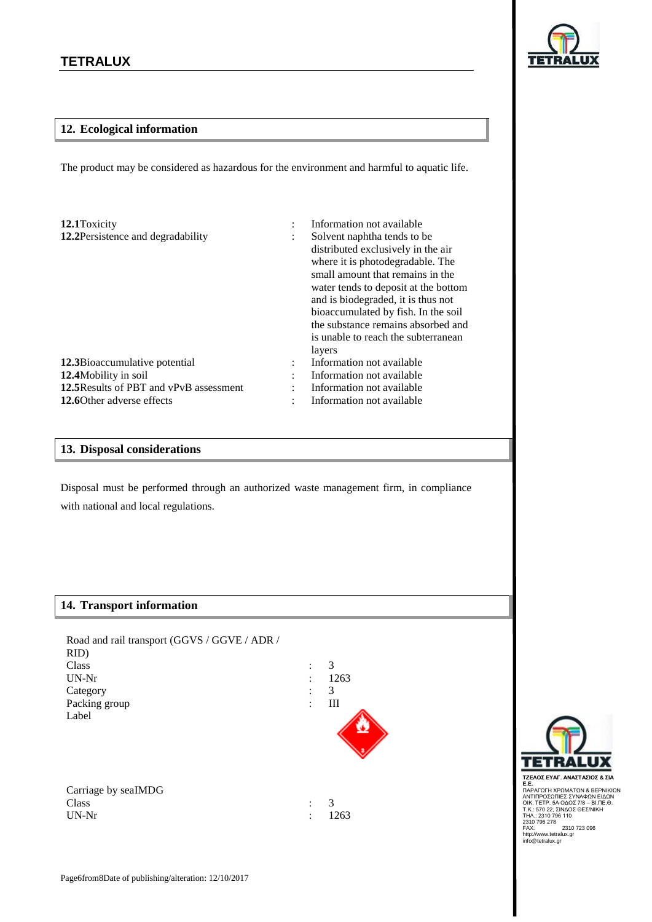## 12. Ecological information

The product may be considered as hazardous for the environment and harmful to aquatic life.

| | | |
|---|---|---|
| **12.1**Toxicity | : | Information not available |
| **12.2**Persistence and degradability | : | Solvent naphtha tends to be distributed exclusively in the air where it is photodegradable. The small amount that remains in the water tends to deposit at the bottom and is biodegraded, it is thus not bioaccumulated by fish. In the soil the substance remains absorbed and is unable to reach the subterranean layers |
| **12.3**Bioaccumulative potential | : | Information not available |
| **12.4**Mobility in soil | : | Information not available |
| **12.5**Results of PBT and vPvB assessment | : | Information not available |
| **12.6**Other adverse effects | : | Information not available |

## 13. Disposal considerations

Disposal must be performed through an authorized waste management firm, in compliance with national and local regulations.

## 14. Transport information

Road and rail transport (GGVS / GGVE / ADR / RID)

| | | |
|---|---|---|
| Class | : | 3 |
| UN-Nr | : | 1263 |
| Category | : | 3 |
| Packing group | : | III |
| Label | | |

Carriage by seaIMDG

| | | |
|---|---|---|
| Class | : | 3 |
| UN-Nr | : | 1263 |

ΤΖΕΛΟΣ ΕΥΑΓ. ΑΝΑΣΤΑΣΙΟΣ & ΣΙΑ Ε.Ε.
ΠΑΡΑΓΩΓΗ ΧΡΩΜΑΤΩΝ & ΒΕΡΝΙΚΙΩΝ
ΑΝΤΙΠΡΟΣΩΠΙΕΣ ΣΥΝΑΦΩΝ ΕΙΔΩΝ
ΟΙΚ. ΤΕΤΡ. 5Α ΟΔΟΣ 7/8 – ΒΙ.ΠΕ.Θ.
Τ.Κ.: 570 22, ΣΙΝΔΟΣ ΘΕΣ/ΝΙΚΗ
ΤΗΛ.: 2310 796 110
2310 796 278
FAX: 2310 723 096
http://www.tetralux.gr
info@tetralux.gr

Page6from8Date of publishing/alteration: 12/10/2017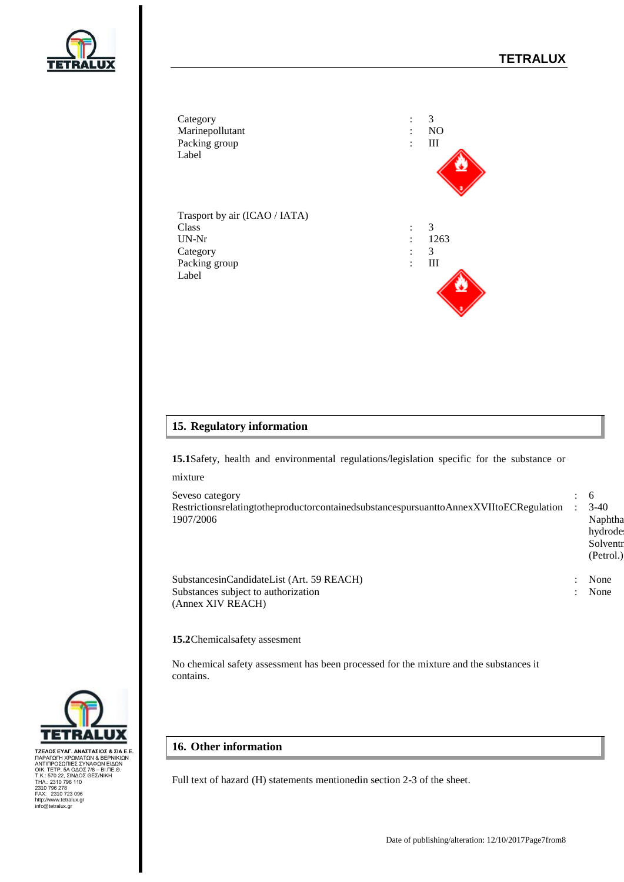| | | |
|---|---|---|
| Category | : | 3 |
| Marinepollutant | : | NO |
| Packing group | : | III |
| Label | | |

Trasport by air (ICAO / IATA)

| | | |
|---|---|---|
| Class | : | 3 |
| UN-Nr | : | 1263 |
| Category | : | 3 |
| Packing group | : | III |
| Label | | |

## 15. Regulatory information

**15.1**Safety, health and environmental regulations/legislation specific for the substance or mixture

| | | |
|---|---|---|
| Seveso category | : | 6 |
| RestrictionsrelatingtotheproductorcontainedsubstancespursuanttoAnnexXVIItoECRegulation 1907/2006 | : | 3-40 Naphtha hydrodes Solventn (Petrol.) |
| SubstancesinCandidateList (Art. 59 REACH) | : | None |
| Substances subject to authorization (Annex XIV REACH) | : | None |

**15.2**Chemicalsafety assesment

No chemical safety assessment has been processed for the mixture and the substances it contains.

## 16. Other information

Full text of hazard (H) statements mentionedin section 2-3 of the sheet.

Date of publishing/alteration: 12/10/2017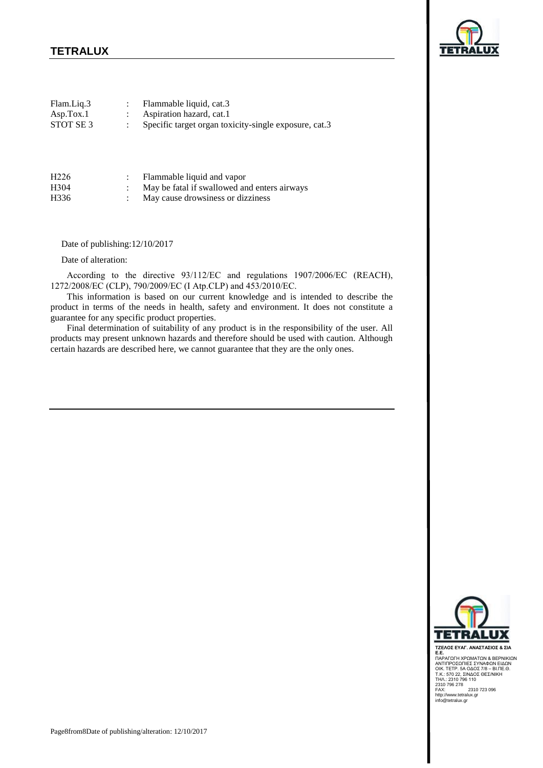| | | |
|---|---|---|
| Flam.Liq.3 | : | Flammable liquid, cat.3 |
| Asp.Tox.1 | : | Aspiration hazard, cat.1 |
| STOT SE 3 | : | Specific target organ toxicity-single exposure, cat.3 |

| | | |
|---|---|---|
| H226 | : | Flammable liquid and vapor |
| H304 | : | May be fatal if swallowed and enters airways |
| H336 | : | May cause drowsiness or dizziness |

Date of publishing:12/10/2017

Date of alteration:

According to the directive 93/112/EC and regulations 1907/2006/EC (REACH), 1272/2008/EC (CLP), 790/2009/EC (I Atp.CLP) and 453/2010/EC.

This information is based on our current knowledge and is intended to describe the product in terms of the needs in health, safety and environment. It does not constitute a guarantee for any specific product properties.

Final determination of suitability of any product is in the responsibility of the user. All products may present unknown hazards and therefore should be used with caution. Although certain hazards are described here, we cannot guarantee that they are the only ones.

**ΤΖΕΛΟΣ ΕΥΑΓ. ΑΝΑΣΤΑΣΙΟΣ & ΣΙΑ Ε.Ε.**
ΠΑΡΑΓΩΓΗ ΧΡΩΜΑΤΩΝ & ΒΕΡΝΙΚΙΩΝ
ΑΝΤΙΠΡΟΣΩΠΙΕΣ ΣΥΝΑΦΩΝ ΕΙΔΩΝ
ΟΙΚ. ΤΕΤΡ. 5Α ΟΔΟΣ 7/8 – ΒΙ.ΠΕ.Θ.
Τ.Κ.: 570 22, ΣΙΝΔΟΣ ΘΕΣ/ΝΙΚΗ
ΤΗΛ.: 2310 796 110
2310 796 278
FAX: 2310 723 096
http://www.tetralux.gr
info@tetralux.gr